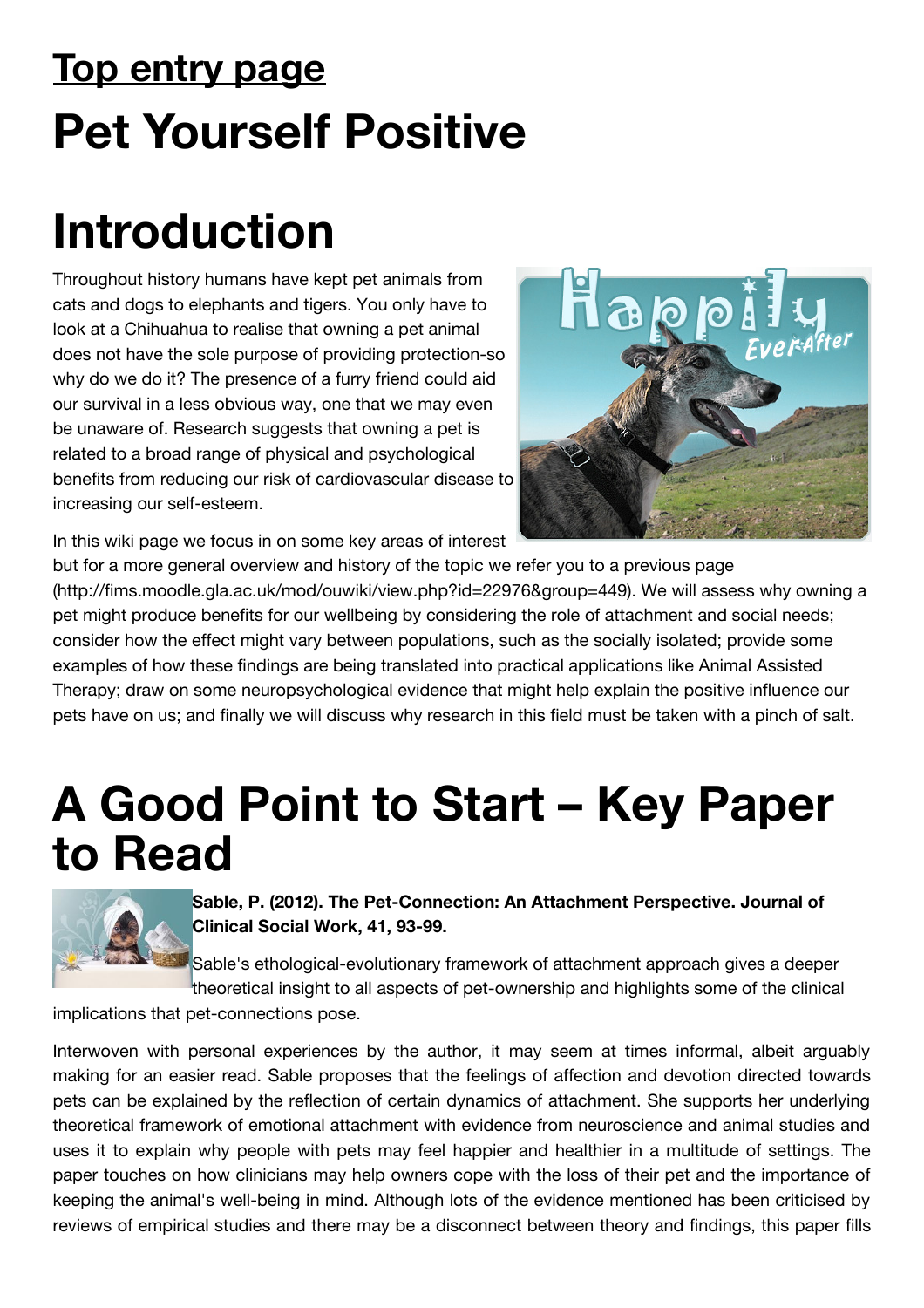## Top entry page

# Pet Yourself Positive

# Introduction

Throughout history humans have kept pet animals from cats and dogs to elephants and tigers. You only have to look at a Chihuahua to realise that owning a pet animal does not have the sole purpose of providing protection-so why do we do it? The presence of a furry friend could aid our survival in a less obvious way, one that we may even be unaware of. Research suggests that owning a pet is related to a broad range of physical and psychological benefits from reducing our risk of cardiovascular disease to increasing our self-esteem.

In this wiki page we focus in on some key areas of interest but for a more general overview and history of the topic we refer you to a previous page (http://fims.moodle.gla.ac.uk/mod/ouwiki/view.php?id=22976&group=449). We will assess why owning a pet might produce benefits for our wellbeing by considering the role of attachment and social needs; consider how the effect might vary between populations, such as the socially isolated; provide some examples of how these findings are being translated into practical applications like Animal Assisted Therapy; draw on some neuropsychological evidence that might help explain the positive influence our pets have on us; and finally we will discuss why research in this field must be taken with a pinch of salt.

# A Good Point to Start – Key Paper to Read

**Sable, P. (2012). The Pet-Connection: An Attachment Perspective. Journal of Clinical Social Work, 41, 93-99.**

Sable's ethological-evolutionary framework of attachment approach gives a deeper theoretical insight to all aspects of pet-ownership and highlights some of the clinical implications that pet-connections pose.

Interwoven with personal experiences by the author, it may seem at times informal, albeit arguably making for an easier read. Sable proposes that the feelings of affection and devotion directed towards pets can be explained by the reflection of certain dynamics of attachment. She supports her underlying theoretical framework of emotional attachment with evidence from neuroscience and animal studies and uses it to explain why people with pets may feel happier and healthier in a multitude of settings. The paper touches on how clinicians may help owners cope with the loss of their pet and the importance of keeping the animal's well-being in mind. Although lots of the evidence mentioned has been criticised by reviews of empirical studies and there may be a disconnect between theory and findings, this paper fills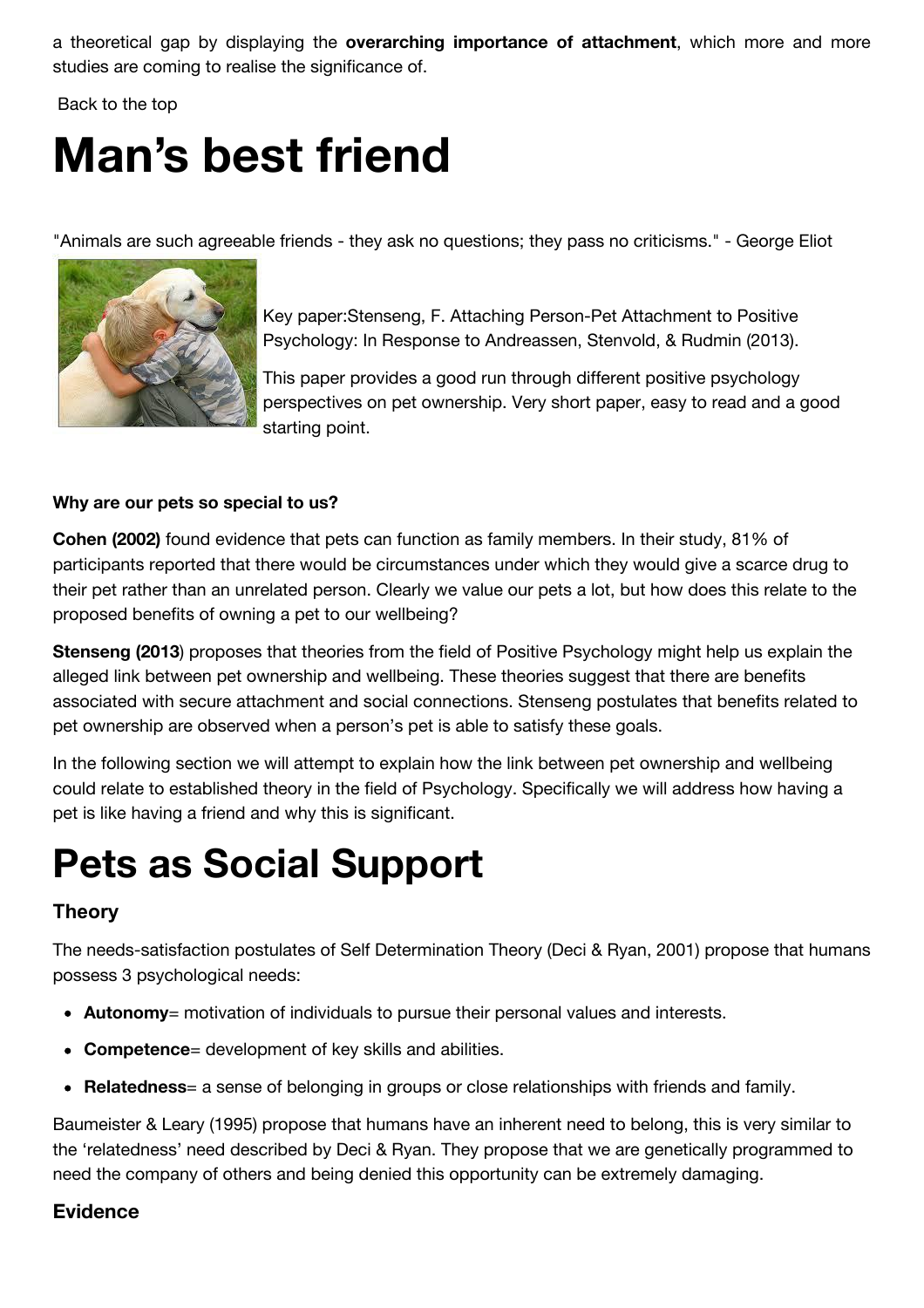a theoretical gap by displaying the **overarching importance of attachment**, which more and more studies are coming to realise the significance of.

Back to the top

# Man's best friend

"Animals are such agreeable friends - they ask no questions; they pass no criticisms." - George Eliot

Key paper:Stenseng, F. Attaching Person-Pet Attachment to Positive Psychology: In Response to Andreassen, Stenvold, & Rudmin (2013).

This paper provides a good run through different positive psychology perspectives on pet ownership. Very short paper, easy to read and a good starting point.

**Why are our pets so special to us?**

**Cohen (2002)** found evidence that pets can function as family members. In their study, 81% of participants reported that there would be circumstances under which they would give a scarce drug to their pet rather than an unrelated person. Clearly we value our pets a lot, but how does this relate to the proposed benefits of owning a pet to our wellbeing?

**Stenseng (2013**) proposes that theories from the field of Positive Psychology might help us explain the alleged link between pet ownership and wellbeing. These theories suggest that there are benefits associated with secure attachment and social connections. Stenseng postulates that benefits related to pet ownership are observed when a person's pet is able to satisfy these goals.

In the following section we will attempt to explain how the link between pet ownership and wellbeing could relate to established theory in the field of Psychology. Specifically we will address how having a pet is like having a friend and why this is significant.

# Pets as Social Support

## Theory

The needs-satisfaction postulates of Self Determination Theory (Deci & Ryan, 2001) propose that humans possess 3 psychological needs:

- **Autonomy**= motivation of individuals to pursue their personal values and interests.
- **Competence**= development of key skills and abilities.
- **Relatedness**= a sense of belonging in groups or close relationships with friends and family.

Baumeister & Leary (1995) propose that humans have an inherent need to belong, this is very similar to the 'relatedness' need described by Deci & Ryan. They propose that we are genetically programmed to need the company of others and being denied this opportunity can be extremely damaging.

## Evidence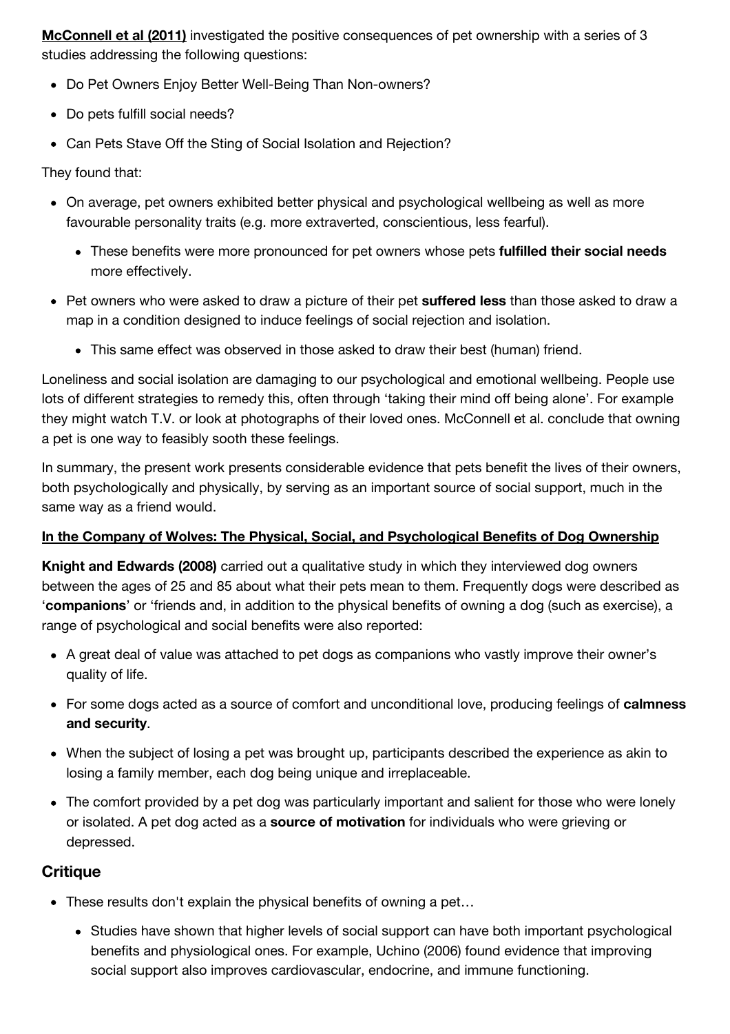**McConnell et al (2011)** investigated the positive consequences of pet ownership with a series of 3 studies addressing the following questions:

- Do Pet Owners Enjoy Better Well-Being Than Non-owners?
- Do pets fulfill social needs?
- Can Pets Stave Off the Sting of Social Isolation and Rejection?

They found that:

- On average, pet owners exhibited better physical and psychological wellbeing as well as more favourable personality traits (e.g. more extraverted, conscientious, less fearful).
  - These benefits were more pronounced for pet owners whose pets **fulfilled their social needs** more effectively.
- Pet owners who were asked to draw a picture of their pet **suffered less** than those asked to draw a map in a condition designed to induce feelings of social rejection and isolation.
  - This same effect was observed in those asked to draw their best (human) friend.

Loneliness and social isolation are damaging to our psychological and emotional wellbeing. People use lots of different strategies to remedy this, often through 'taking their mind off being alone'. For example they might watch T.V. or look at photographs of their loved ones. McConnell et al. conclude that owning a pet is one way to feasibly sooth these feelings.

In summary, the present work presents considerable evidence that pets benefit the lives of their owners, both psychologically and physically, by serving as an important source of social support, much in the same way as a friend would.

**In the Company of Wolves: The Physical, Social, and Psychological Benefits of Dog Ownership**

**Knight and Edwards (2008)** carried out a qualitative study in which they interviewed dog owners between the ages of 25 and 85 about what their pets mean to them. Frequently dogs were described as '**companions**' or 'friends and, in addition to the physical benefits of owning a dog (such as exercise), a range of psychological and social benefits were also reported:

- A great deal of value was attached to pet dogs as companions who vastly improve their owner's quality of life.
- For some dogs acted as a source of comfort and unconditional love, producing feelings of **calmness and security**.
- When the subject of losing a pet was brought up, participants described the experience as akin to losing a family member, each dog being unique and irreplaceable.
- The comfort provided by a pet dog was particularly important and salient for those who were lonely or isolated. A pet dog acted as a **source of motivation** for individuals who were grieving or depressed.

## Critique

- These results don't explain the physical benefits of owning a pet…
  - Studies have shown that higher levels of social support can have both important psychological benefits and physiological ones. For example, Uchino (2006) found evidence that improving social support also improves cardiovascular, endocrine, and immune functioning.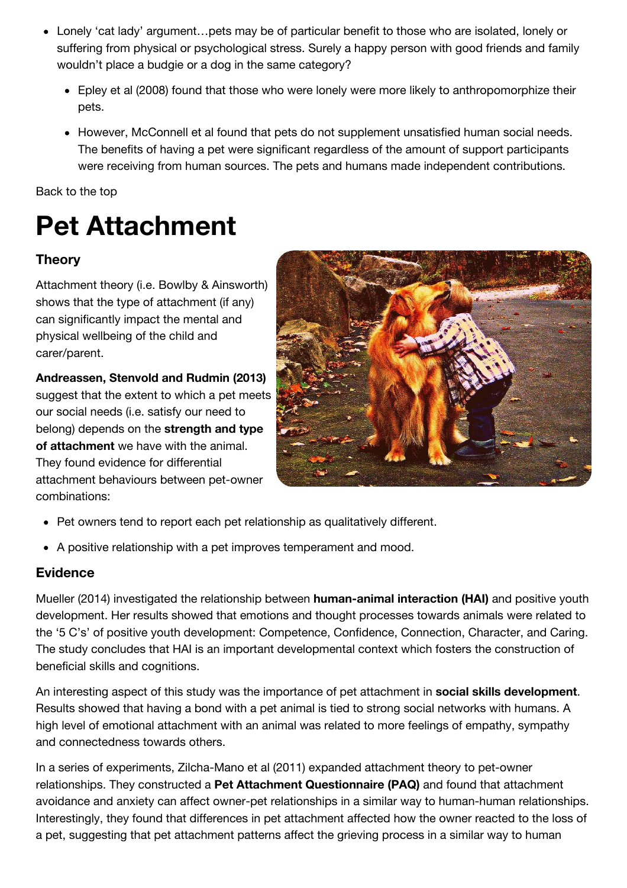- Lonely 'cat lady' argument…pets may be of particular benefit to those who are isolated, lonely or suffering from physical or psychological stress. Surely a happy person with good friends and family wouldn't place a budgie or a dog in the same category?
    - Epley et al (2008) found that those who were lonely were more likely to anthropomorphize their pets.
    - However, McConnell et al found that pets do not supplement unsatisfied human social needs. The benefits of having a pet were significant regardless of the amount of support participants were receiving from human sources. The pets and humans made independent contributions.

Back to the top

# Pet Attachment

### Theory

Attachment theory (i.e. Bowlby & Ainsworth) shows that the type of attachment (if any) can significantly impact the mental and physical wellbeing of the child and carer/parent.

**Andreassen, Stenvold and Rudmin (2013)** suggest that the extent to which a pet meets our social needs (i.e. satisfy our need to belong) depends on the **strength and type of attachment** we have with the animal. They found evidence for differential attachment behaviours between pet-owner combinations:

- Pet owners tend to report each pet relationship as qualitatively different.
- A positive relationship with a pet improves temperament and mood.

### Evidence

Mueller (2014) investigated the relationship between **human-animal interaction (HAI)** and positive youth development. Her results showed that emotions and thought processes towards animals were related to the '5 C's' of positive youth development: Competence, Confidence, Connection, Character, and Caring. The study concludes that HAI is an important developmental context which fosters the construction of beneficial skills and cognitions.

An interesting aspect of this study was the importance of pet attachment in **social skills development**. Results showed that having a bond with a pet animal is tied to strong social networks with humans. A high level of emotional attachment with an animal was related to more feelings of empathy, sympathy and connectedness towards others.

In a series of experiments, Zilcha-Mano et al (2011) expanded attachment theory to pet-owner relationships. They constructed a **Pet Attachment Questionnaire (PAQ)** and found that attachment avoidance and anxiety can affect owner-pet relationships in a similar way to human-human relationships. Interestingly, they found that differences in pet attachment affected how the owner reacted to the loss of a pet, suggesting that pet attachment patterns affect the grieving process in a similar way to human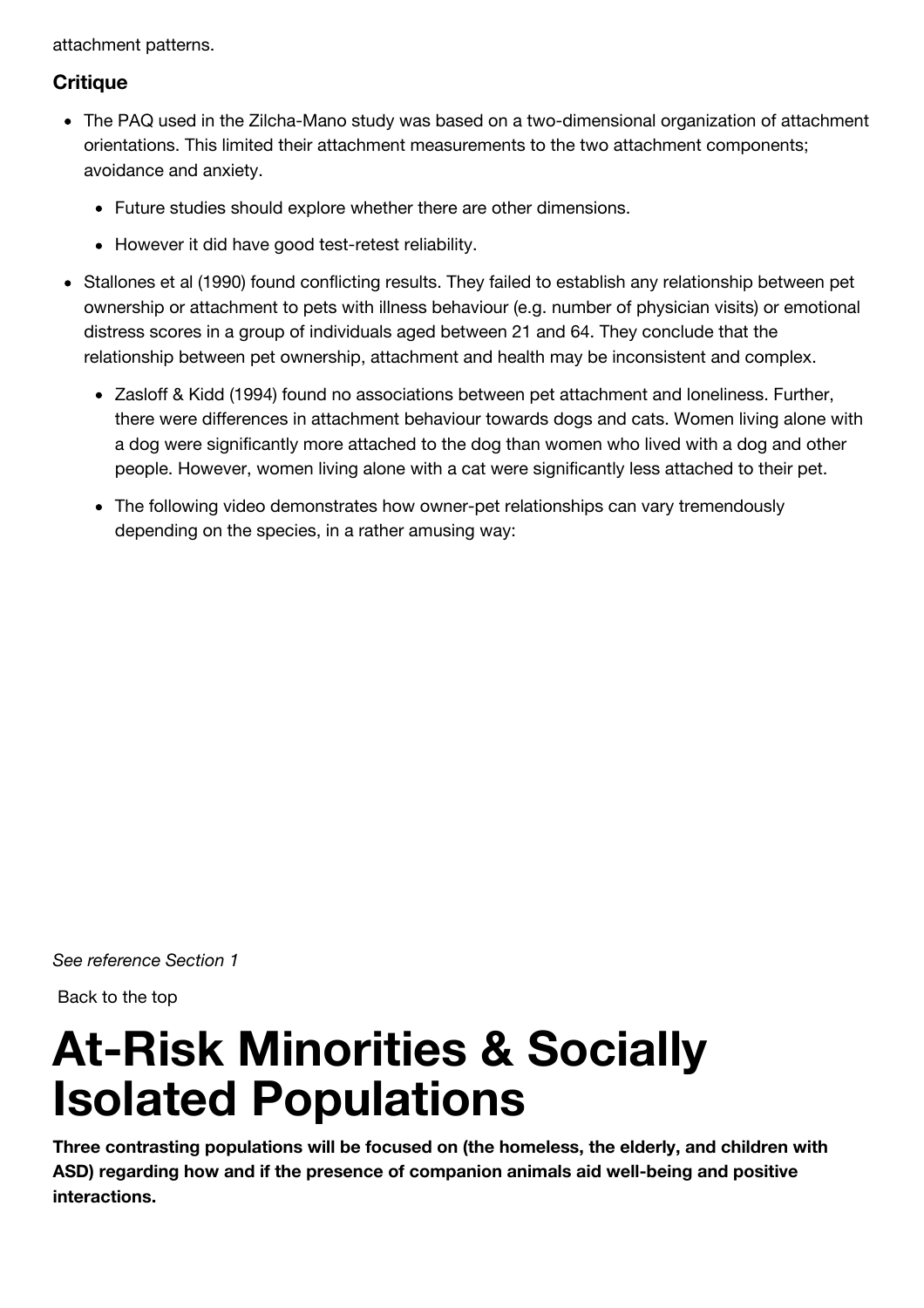attachment patterns.

### Critique

- The PAQ used in the Zilcha-Mano study was based on a two-dimensional organization of attachment orientations. This limited their attachment measurements to the two attachment components; avoidance and anxiety.
  - Future studies should explore whether there are other dimensions.
  - However it did have good test-retest reliability.
- Stallones et al (1990) found conflicting results. They failed to establish any relationship between pet ownership or attachment to pets with illness behaviour (e.g. number of physician visits) or emotional distress scores in a group of individuals aged between 21 and 64. They conclude that the relationship between pet ownership, attachment and health may be inconsistent and complex.
  - Zasloff & Kidd (1994) found no associations between pet attachment and loneliness. Further, there were differences in attachment behaviour towards dogs and cats. Women living alone with a dog were significantly more attached to the dog than women who lived with a dog and other people. However, women living alone with a cat were significantly less attached to their pet.
  - The following video demonstrates how owner-pet relationships can vary tremendously depending on the species, in a rather amusing way:

*See reference Section 1*

Back to the top

# At-Risk Minorities & Socially Isolated Populations

**Three contrasting populations will be focused on (the homeless, the elderly, and children with ASD) regarding how and if the presence of companion animals aid well-being and positive interactions.**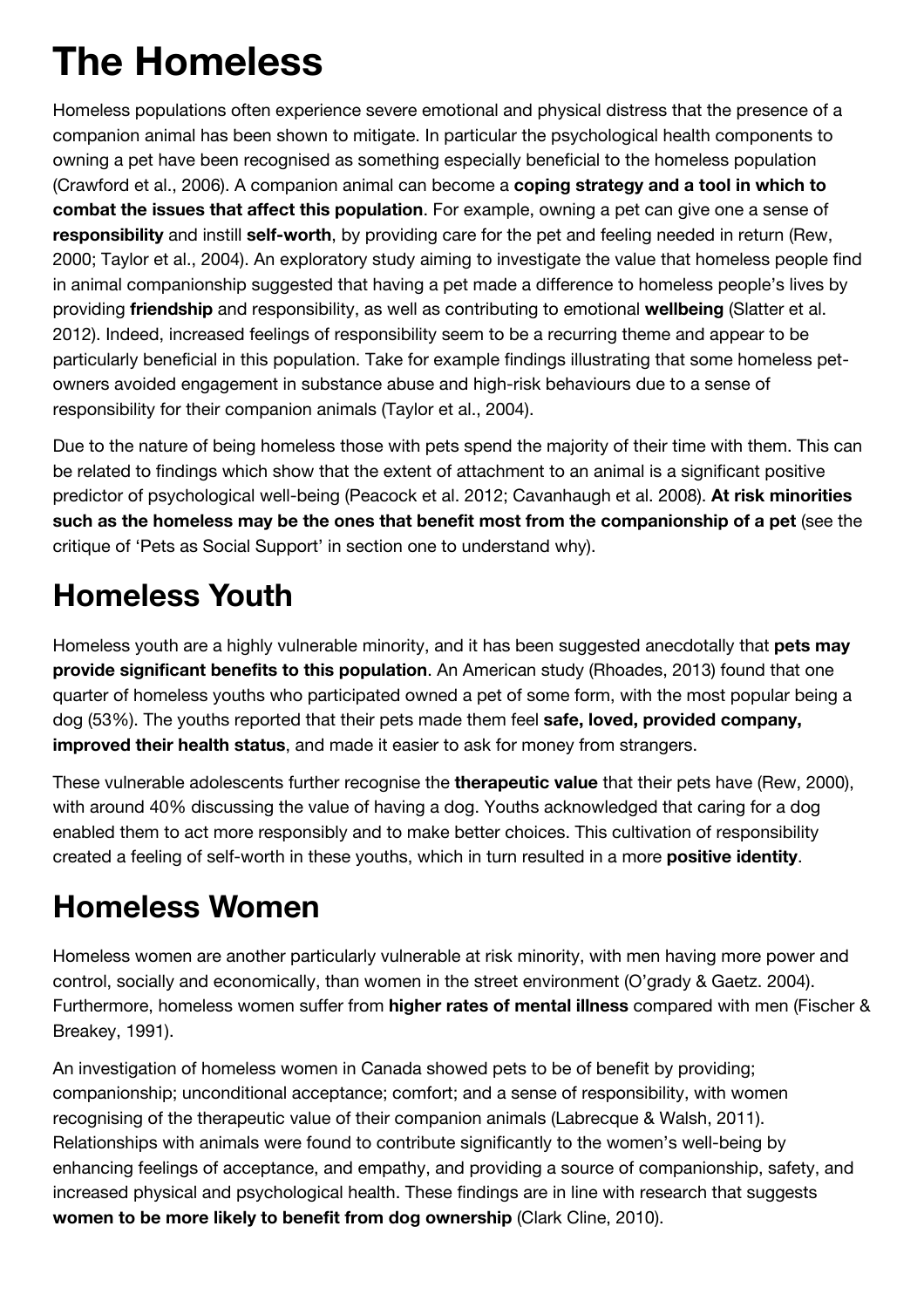# The Homeless

Homeless populations often experience severe emotional and physical distress that the presence of a companion animal has been shown to mitigate. In particular the psychological health components to owning a pet have been recognised as something especially beneficial to the homeless population (Crawford et al., 2006). A companion animal can become a **coping strategy and a tool in which to combat the issues that affect this population**. For example, owning a pet can give one a sense of **responsibility** and instill **self-worth**, by providing care for the pet and feeling needed in return (Rew, 2000; Taylor et al., 2004). An exploratory study aiming to investigate the value that homeless people find in animal companionship suggested that having a pet made a difference to homeless people's lives by providing **friendship** and responsibility, as well as contributing to emotional **wellbeing** (Slatter et al. 2012). Indeed, increased feelings of responsibility seem to be a recurring theme and appear to be particularly beneficial in this population. Take for example findings illustrating that some homeless pet-owners avoided engagement in substance abuse and high-risk behaviours due to a sense of responsibility for their companion animals (Taylor et al., 2004).

Due to the nature of being homeless those with pets spend the majority of their time with them. This can be related to findings which show that the extent of attachment to an animal is a significant positive predictor of psychological well-being (Peacock et al. 2012; Cavanhaugh et al. 2008). **At risk minorities such as the homeless may be the ones that benefit most from the companionship of a pet** (see the critique of 'Pets as Social Support' in section one to understand why).

## Homeless Youth

Homeless youth are a highly vulnerable minority, and it has been suggested anecdotally that **pets may provide significant benefits to this population**. An American study (Rhoades, 2013) found that one quarter of homeless youths who participated owned a pet of some form, with the most popular being a dog (53%). The youths reported that their pets made them feel **safe, loved, provided company, improved their health status**, and made it easier to ask for money from strangers.

These vulnerable adolescents further recognise the **therapeutic value** that their pets have (Rew, 2000), with around 40% discussing the value of having a dog. Youths acknowledged that caring for a dog enabled them to act more responsibly and to make better choices. This cultivation of responsibility created a feeling of self-worth in these youths, which in turn resulted in a more **positive identity**.

## Homeless Women

Homeless women are another particularly vulnerable at risk minority, with men having more power and control, socially and economically, than women in the street environment (O'grady & Gaetz. 2004). Furthermore, homeless women suffer from **higher rates of mental illness** compared with men (Fischer & Breakey, 1991).

An investigation of homeless women in Canada showed pets to be of benefit by providing; companionship; unconditional acceptance; comfort; and a sense of responsibility, with women recognising of the therapeutic value of their companion animals (Labrecque & Walsh, 2011). Relationships with animals were found to contribute significantly to the women's well-being by enhancing feelings of acceptance, and empathy, and providing a source of companionship, safety, and increased physical and psychological health. These findings are in line with research that suggests **women to be more likely to benefit from dog ownership** (Clark Cline, 2010).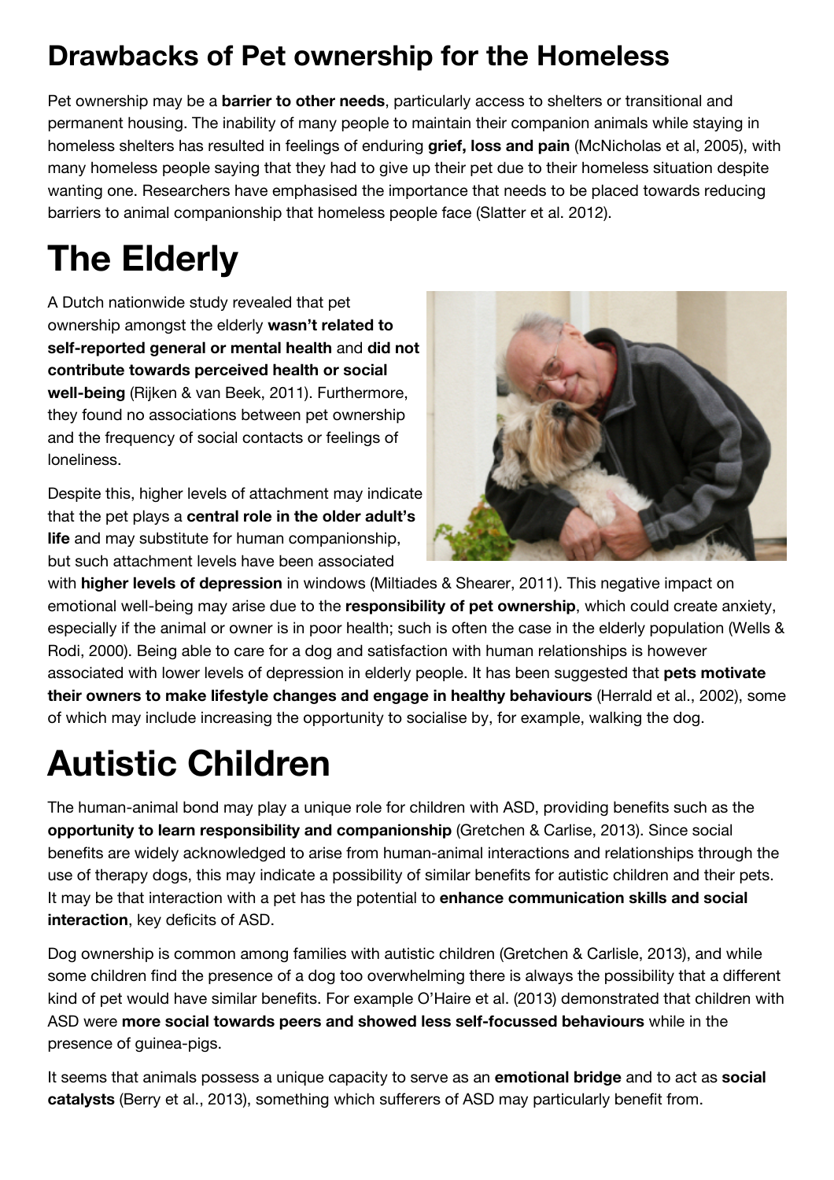## Drawbacks of Pet ownership for the Homeless

Pet ownership may be a **barrier to other needs**, particularly access to shelters or transitional and permanent housing. The inability of many people to maintain their companion animals while staying in homeless shelters has resulted in feelings of enduring **grief, loss and pain** (McNicholas et al, 2005), with many homeless people saying that they had to give up their pet due to their homeless situation despite wanting one. Researchers have emphasised the importance that needs to be placed towards reducing barriers to animal companionship that homeless people face (Slatter et al. 2012).

# The Elderly

A Dutch nationwide study revealed that pet ownership amongst the elderly **wasn't related to self-reported general or mental health** and **did not contribute towards perceived health or social well-being** (Rijken & van Beek, 2011). Furthermore, they found no associations between pet ownership and the frequency of social contacts or feelings of loneliness.

Despite this, higher levels of attachment may indicate that the pet plays a **central role in the older adult's life** and may substitute for human companionship, but such attachment levels have been associated with **higher levels of depression** in windows (Miltiades & Shearer, 2011). This negative impact on emotional well-being may arise due to the **responsibility of pet ownership**, which could create anxiety, especially if the animal or owner is in poor health; such is often the case in the elderly population (Wells & Rodi, 2000). Being able to care for a dog and satisfaction with human relationships is however associated with lower levels of depression in elderly people. It has been suggested that **pets motivate their owners to make lifestyle changes and engage in healthy behaviours** (Herrald et al., 2002), some of which may include increasing the opportunity to socialise by, for example, walking the dog.

# Autistic Children

The human-animal bond may play a unique role for children with ASD, providing benefits such as the **opportunity to learn responsibility and companionship** (Gretchen & Carlise, 2013). Since social benefits are widely acknowledged to arise from human-animal interactions and relationships through the use of therapy dogs, this may indicate a possibility of similar benefits for autistic children and their pets. It may be that interaction with a pet has the potential to **enhance communication skills and social interaction**, key deficits of ASD.

Dog ownership is common among families with autistic children (Gretchen & Carlisle, 2013), and while some children find the presence of a dog too overwhelming there is always the possibility that a different kind of pet would have similar benefits. For example O'Haire et al. (2013) demonstrated that children with ASD were **more social towards peers and showed less self-focussed behaviours** while in the presence of guinea-pigs.

It seems that animals possess a unique capacity to serve as an **emotional bridge** and to act as **social catalysts** (Berry et al., 2013), something which sufferers of ASD may particularly benefit from.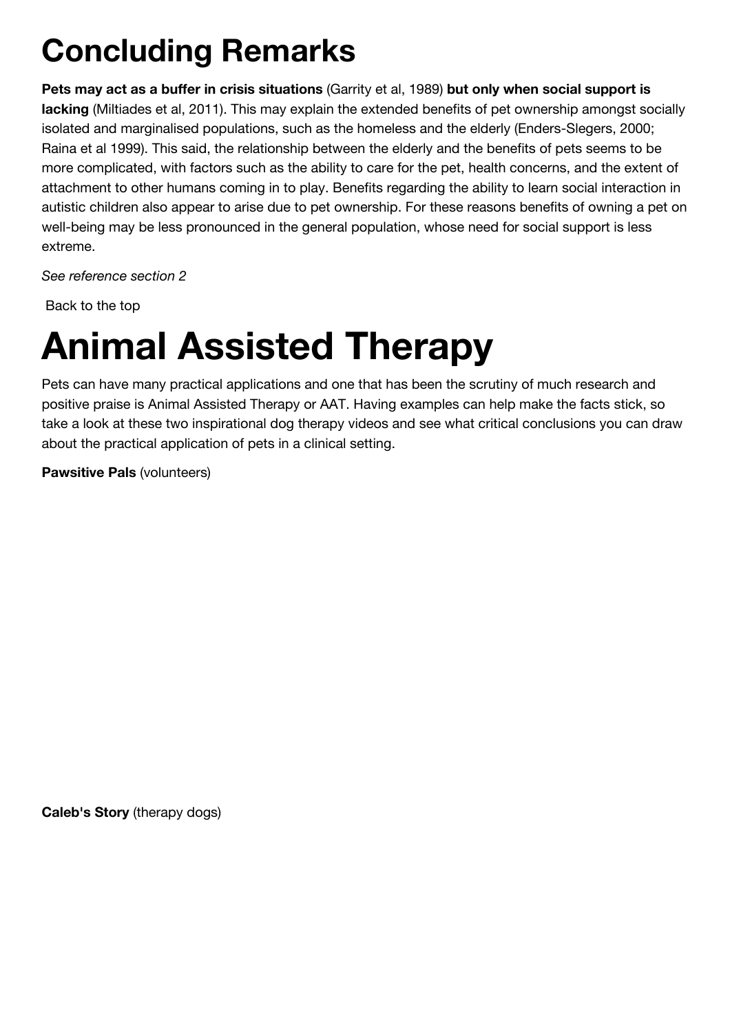# Concluding Remarks

**Pets may act as a buffer in crisis situations** (Garrity et al, 1989) **but only when social support is lacking** (Miltiades et al, 2011). This may explain the extended benefits of pet ownership amongst socially isolated and marginalised populations, such as the homeless and the elderly (Enders-Slegers, 2000; Raina et al 1999). This said, the relationship between the elderly and the benefits of pets seems to be more complicated, with factors such as the ability to care for the pet, health concerns, and the extent of attachment to other humans coming in to play. Benefits regarding the ability to learn social interaction in autistic children also appear to arise due to pet ownership. For these reasons benefits of owning a pet on well-being may be less pronounced in the general population, whose need for social support is less extreme.

*See reference section 2*

Back to the top

# Animal Assisted Therapy

Pets can have many practical applications and one that has been the scrutiny of much research and positive praise is Animal Assisted Therapy or AAT. Having examples can help make the facts stick, so take a look at these two inspirational dog therapy videos and see what critical conclusions you can draw about the practical application of pets in a clinical setting.

**Pawsitive Pals** (volunteers)

**Caleb's Story** (therapy dogs)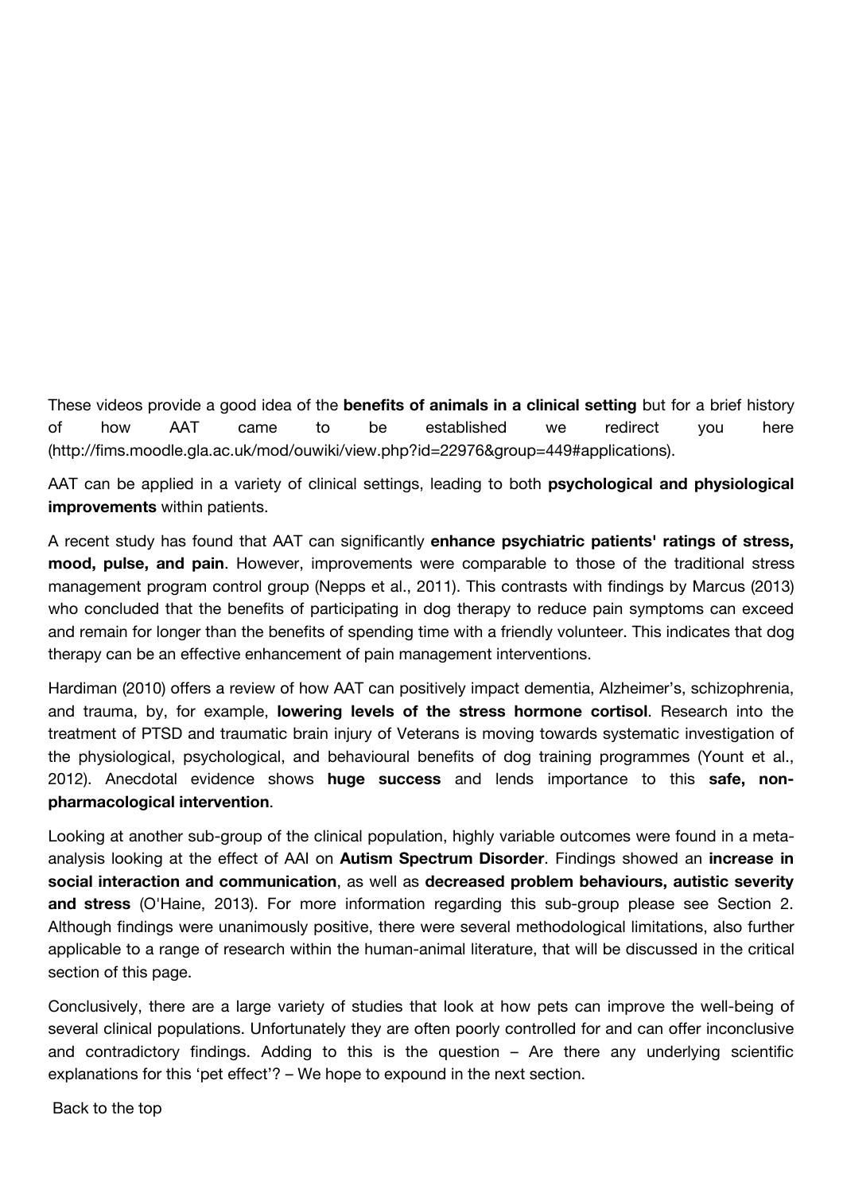These videos provide a good idea of the **benefits of animals in a clinical setting** but for a brief history of how AAT came to be established we redirect you here (http://fims.moodle.gla.ac.uk/mod/ouwiki/view.php?id=22976&group=449#applications).

AAT can be applied in a variety of clinical settings, leading to both **psychological and physiological improvements** within patients.

A recent study has found that AAT can significantly **enhance psychiatric patients' ratings of stress, mood, pulse, and pain**. However, improvements were comparable to those of the traditional stress management program control group (Nepps et al., 2011). This contrasts with findings by Marcus (2013) who concluded that the benefits of participating in dog therapy to reduce pain symptoms can exceed and remain for longer than the benefits of spending time with a friendly volunteer. This indicates that dog therapy can be an effective enhancement of pain management interventions.

Hardiman (2010) offers a review of how AAT can positively impact dementia, Alzheimer's, schizophrenia, and trauma, by, for example, **lowering levels of the stress hormone cortisol**. Research into the treatment of PTSD and traumatic brain injury of Veterans is moving towards systematic investigation of the physiological, psychological, and behavioural benefits of dog training programmes (Yount et al., 2012). Anecdotal evidence shows **huge success** and lends importance to this **safe, non-pharmacological intervention**.

Looking at another sub-group of the clinical population, highly variable outcomes were found in a meta-analysis looking at the effect of AAI on **Autism Spectrum Disorder**. Findings showed an **increase in social interaction and communication**, as well as **decreased problem behaviours, autistic severity and stress** (O'Haine, 2013). For more information regarding this sub-group please see Section 2. Although findings were unanimously positive, there were several methodological limitations, also further applicable to a range of research within the human-animal literature, that will be discussed in the critical section of this page.

Conclusively, there are a large variety of studies that look at how pets can improve the well-being of several clinical populations. Unfortunately they are often poorly controlled for and can offer inconclusive and contradictory findings. Adding to this is the question – Are there any underlying scientific explanations for this 'pet effect'? – We hope to expound in the next section.

Back to the top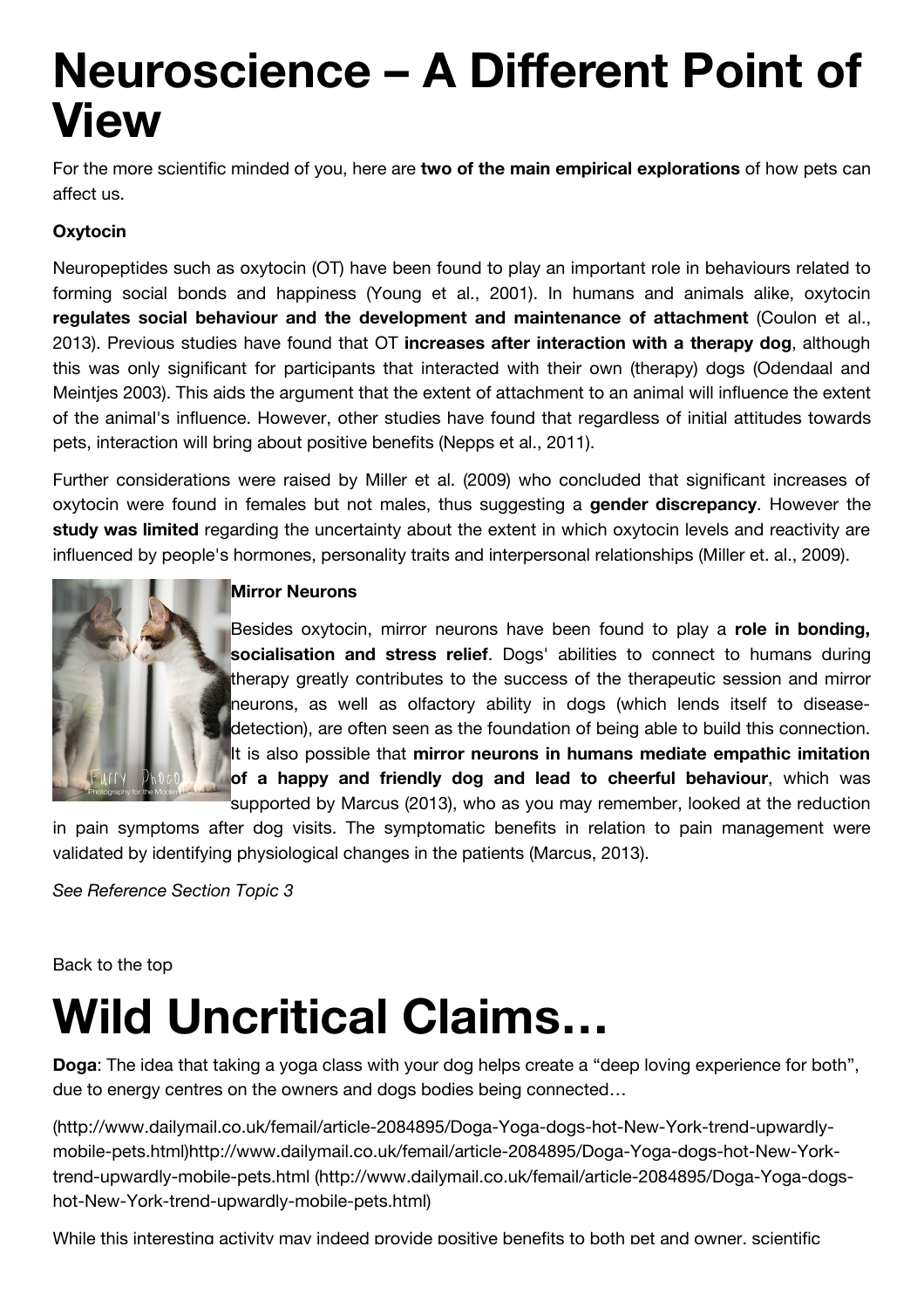# Neuroscience – A Different Point of View

For the more scientific minded of you, here are **two of the main empirical explorations** of how pets can affect us.

**Oxytocin**

Neuropeptides such as oxytocin (OT) have been found to play an important role in behaviours related to forming social bonds and happiness (Young et al., 2001). In humans and animals alike, oxytocin **regulates social behaviour and the development and maintenance of attachment** (Coulon et al., 2013). Previous studies have found that OT **increases after interaction with a therapy dog**, although this was only significant for participants that interacted with their own (therapy) dogs (Odendaal and Meintjes 2003). This aids the argument that the extent of attachment to an animal will influence the extent of the animal's influence. However, other studies have found that regardless of initial attitudes towards pets, interaction will bring about positive benefits (Nepps et al., 2011).

Further considerations were raised by Miller et al. (2009) who concluded that significant increases of oxytocin were found in females but not males, thus suggesting a **gender discrepancy**. However the **study was limited** regarding the uncertainty about the extent in which oxytocin levels and reactivity are influenced by people's hormones, personality traits and interpersonal relationships (Miller et. al., 2009).

**Mirror Neurons**

Besides oxytocin, mirror neurons have been found to play a **role in bonding, socialisation and stress relief**. Dogs' abilities to connect to humans during therapy greatly contributes to the success of the therapeutic session and mirror neurons, as well as olfactory ability in dogs (which lends itself to disease-detection), are often seen as the foundation of being able to build this connection. It is also possible that **mirror neurons in humans mediate empathic imitation of a happy and friendly dog and lead to cheerful behaviour**, which was supported by Marcus (2013), who as you may remember, looked at the reduction in pain symptoms after dog visits. The symptomatic benefits in relation to pain management were validated by identifying physiological changes in the patients (Marcus, 2013).

*See Reference Section Topic 3*

Back to the top

# Wild Uncritical Claims…

**Doga**: The idea that taking a yoga class with your dog helps create a "deep loving experience for both", due to energy centres on the owners and dogs bodies being connected…

(http://www.dailymail.co.uk/femail/article-2084895/Doga-Yoga-dogs-hot-New-York-trend-upwardly-mobile-pets.html)http://www.dailymail.co.uk/femail/article-2084895/Doga-Yoga-dogs-hot-New-York-trend-upwardly-mobile-pets.html (http://www.dailymail.co.uk/femail/article-2084895/Doga-Yoga-dogs-hot-New-York-trend-upwardly-mobile-pets.html)

While this interesting activity may indeed provide positive benefits to both pet and owner, scientific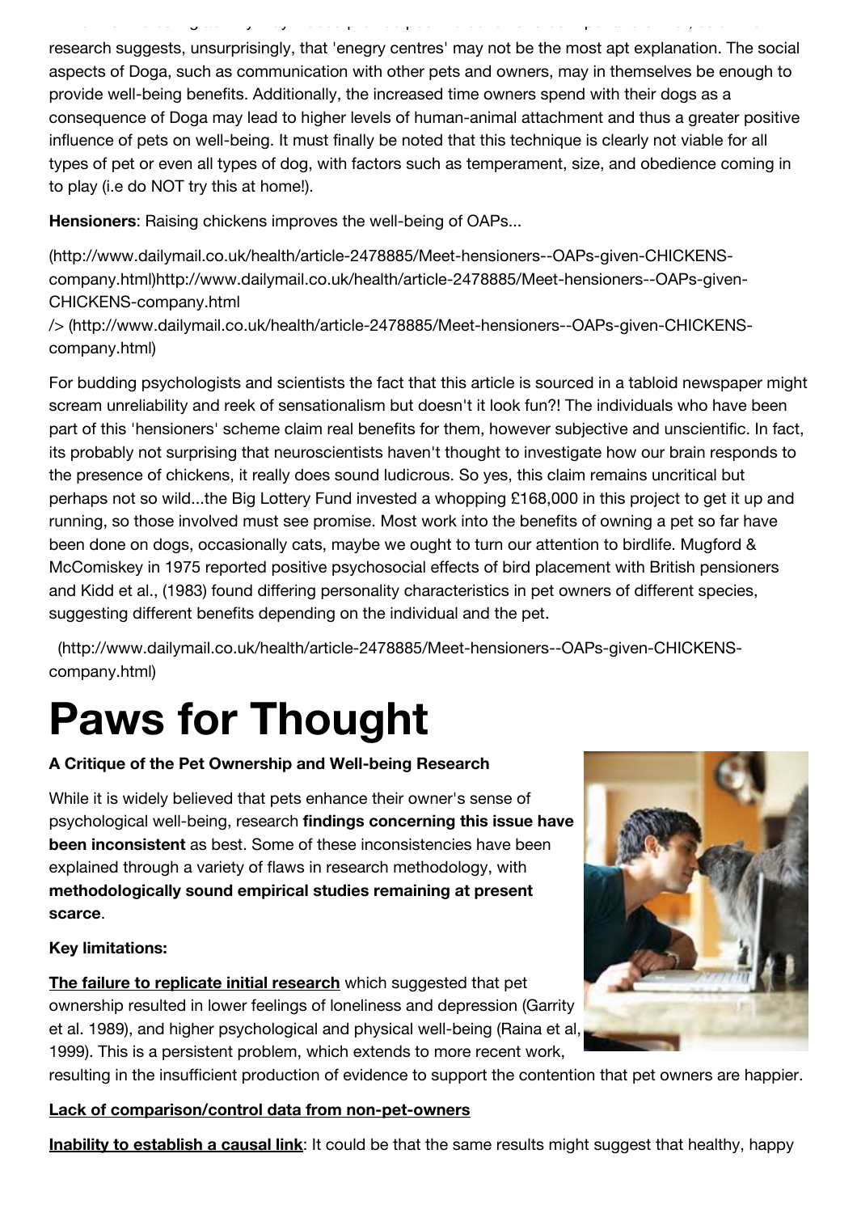research suggests, unsurprisingly, that 'enegry centres' may not be the most apt explanation. The social aspects of Doga, such as communication with other pets and owners, may in themselves be enough to provide well-being benefits. Additionally, the increased time owners spend with their dogs as a consequence of Doga may lead to higher levels of human-animal attachment and thus a greater positive influence of pets on well-being. It must finally be noted that this technique is clearly not viable for all types of pet or even all types of dog, with factors such as temperament, size, and obedience coming in to play (i.e do NOT try this at home!).

**Hensioners**: Raising chickens improves the well-being of OAPs...

(http://www.dailymail.co.uk/health/article-2478885/Meet-hensioners--OAPs-given-CHICKENS-company.html)http://www.dailymail.co.uk/health/article-2478885/Meet-hensioners--OAPs-given-CHICKENS-company.html
/> (http://www.dailymail.co.uk/health/article-2478885/Meet-hensioners--OAPs-given-CHICKENS-company.html)

For budding psychologists and scientists the fact that this article is sourced in a tabloid newspaper might scream unreliability and reek of sensationalism but doesn't it look fun?! The individuals who have been part of this 'hensioners' scheme claim real benefits for them, however subjective and unscientific. In fact, its probably not surprising that neuroscientists haven't thought to investigate how our brain responds to the presence of chickens, it really does sound ludicrous. So yes, this claim remains uncritical but perhaps not so wild...the Big Lottery Fund invested a whopping £168,000 in this project to get it up and running, so those involved must see promise. Most work into the benefits of owning a pet so far have been done on dogs, occasionally cats, maybe we ought to turn our attention to birdlife. Mugford & McComiskey in 1975 reported positive psychosocial effects of bird placement with British pensioners and Kidd et al., (1983) found differing personality characteristics in pet owners of different species, suggesting different benefits depending on the individual and the pet.

(http://www.dailymail.co.uk/health/article-2478885/Meet-hensioners--OAPs-given-CHICKENS-company.html)

# Paws for Thought

**A Critique of the Pet Ownership and Well-being Research**

While it is widely believed that pets enhance their owner's sense of psychological well-being, research **findings concerning this issue have been inconsistent** as best. Some of these inconsistencies have been explained through a variety of flaws in research methodology, with **methodologically sound empirical studies remaining at present scarce**.

**Key limitations:**

**The failure to replicate initial research** which suggested that pet ownership resulted in lower feelings of loneliness and depression (Garrity et al. 1989), and higher psychological and physical well-being (Raina et al, 1999). This is a persistent problem, which extends to more recent work, resulting in the insufficient production of evidence to support the contention that pet owners are happier.

**Lack of comparison/control data from non-pet-owners**

**Inability to establish a causal link**: It could be that the same results might suggest that healthy, happy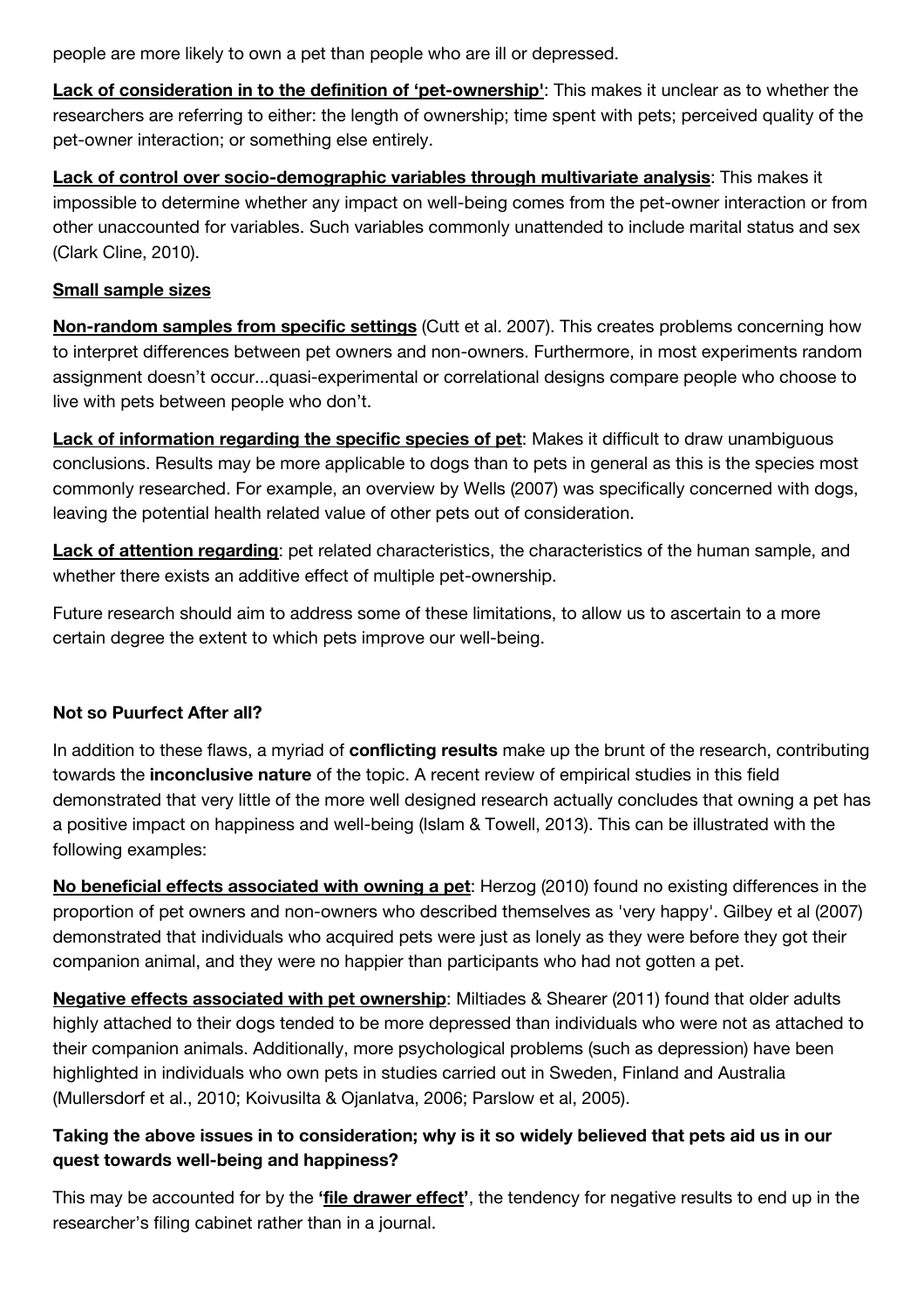people are more likely to own a pet than people who are ill or depressed.

**Lack of consideration in to the definition of 'pet-ownership'**: This makes it unclear as to whether the researchers are referring to either: the length of ownership; time spent with pets; perceived quality of the pet-owner interaction; or something else entirely.

**Lack of control over socio-demographic variables through multivariate analysis**: This makes it impossible to determine whether any impact on well-being comes from the pet-owner interaction or from other unaccounted for variables. Such variables commonly unattended to include marital status and sex (Clark Cline, 2010).

**Small sample sizes**

**Non-random samples from specific settings** (Cutt et al. 2007). This creates problems concerning how to interpret differences between pet owners and non-owners. Furthermore, in most experiments random assignment doesn't occur...quasi-experimental or correlational designs compare people who choose to live with pets between people who don't.

**Lack of information regarding the specific species of pet**: Makes it difficult to draw unambiguous conclusions. Results may be more applicable to dogs than to pets in general as this is the species most commonly researched. For example, an overview by Wells (2007) was specifically concerned with dogs, leaving the potential health related value of other pets out of consideration.

**Lack of attention regarding**: pet related characteristics, the characteristics of the human sample, and whether there exists an additive effect of multiple pet-ownership.

Future research should aim to address some of these limitations, to allow us to ascertain to a more certain degree the extent to which pets improve our well-being.

**Not so Puurfect After all?**

In addition to these flaws, a myriad of **conflicting results** make up the brunt of the research, contributing towards the **inconclusive nature** of the topic. A recent review of empirical studies in this field demonstrated that very little of the more well designed research actually concludes that owning a pet has a positive impact on happiness and well-being (Islam & Towell, 2013). This can be illustrated with the following examples:

**No beneficial effects associated with owning a pet**: Herzog (2010) found no existing differences in the proportion of pet owners and non-owners who described themselves as 'very happy'. Gilbey et al (2007) demonstrated that individuals who acquired pets were just as lonely as they were before they got their companion animal, and they were no happier than participants who had not gotten a pet.

**Negative effects associated with pet ownership**: Miltiades & Shearer (2011) found that older adults highly attached to their dogs tended to be more depressed than individuals who were not as attached to their companion animals. Additionally, more psychological problems (such as depression) have been highlighted in individuals who own pets in studies carried out in Sweden, Finland and Australia (Mullersdorf et al., 2010; Koivusilta & Ojanlatva, 2006; Parslow et al, 2005).

**Taking the above issues in to consideration; why is it so widely believed that pets aid us in our quest towards well-being and happiness?**

This may be accounted for by the **'file drawer effect'**, the tendency for negative results to end up in the researcher's filing cabinet rather than in a journal.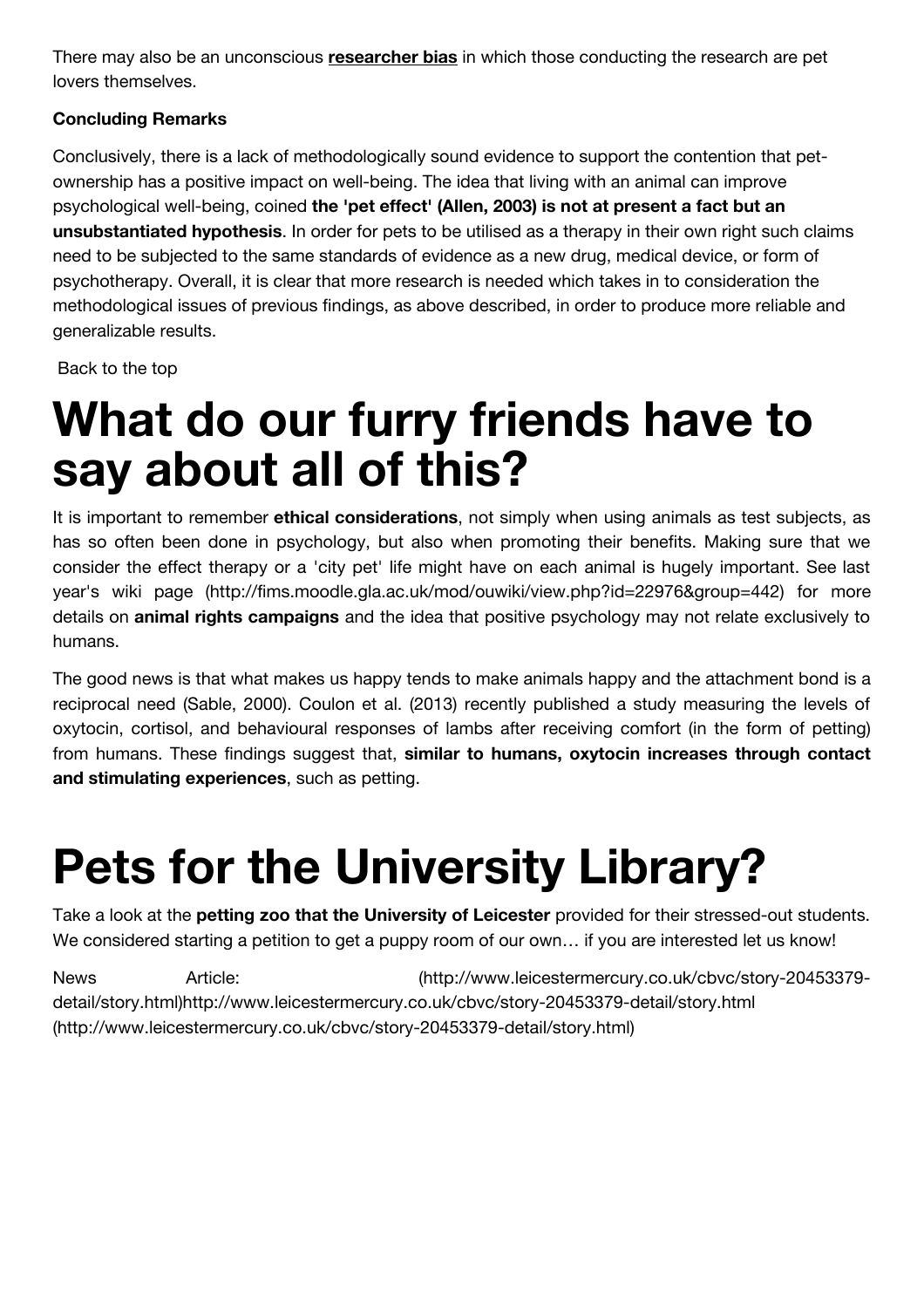There may also be an unconscious **researcher bias** in which those conducting the research are pet lovers themselves.

**Concluding Remarks**

Conclusively, there is a lack of methodologically sound evidence to support the contention that pet-ownership has a positive impact on well-being. The idea that living with an animal can improve psychological well-being, coined **the 'pet effect' (Allen, 2003) is not at present a fact but an unsubstantiated hypothesis**. In order for pets to be utilised as a therapy in their own right such claims need to be subjected to the same standards of evidence as a new drug, medical device, or form of psychotherapy. Overall, it is clear that more research is needed which takes in to consideration the methodological issues of previous findings, as above described, in order to produce more reliable and generalizable results.

Back to the top

# What do our furry friends have to say about all of this?

It is important to remember **ethical considerations**, not simply when using animals as test subjects, as has so often been done in psychology, but also when promoting their benefits. Making sure that we consider the effect therapy or a 'city pet' life might have on each animal is hugely important. See last year's wiki page (http://fims.moodle.gla.ac.uk/mod/ouwiki/view.php?id=22976&group=442) for more details on **animal rights campaigns** and the idea that positive psychology may not relate exclusively to humans.

The good news is that what makes us happy tends to make animals happy and the attachment bond is a reciprocal need (Sable, 2000). Coulon et al. (2013) recently published a study measuring the levels of oxytocin, cortisol, and behavioural responses of lambs after receiving comfort (in the form of petting) from humans. These findings suggest that, **similar to humans, oxytocin increases through contact and stimulating experiences**, such as petting.

# Pets for the University Library?

Take a look at the **petting zoo that the University of Leicester** provided for their stressed-out students. We considered starting a petition to get a puppy room of our own… if you are interested let us know!

News Article: (http://www.leicestermercury.co.uk/cbvc/story-20453379-detail/story.html)http://www.leicestermercury.co.uk/cbvc/story-20453379-detail/story.html (http://www.leicestermercury.co.uk/cbvc/story-20453379-detail/story.html)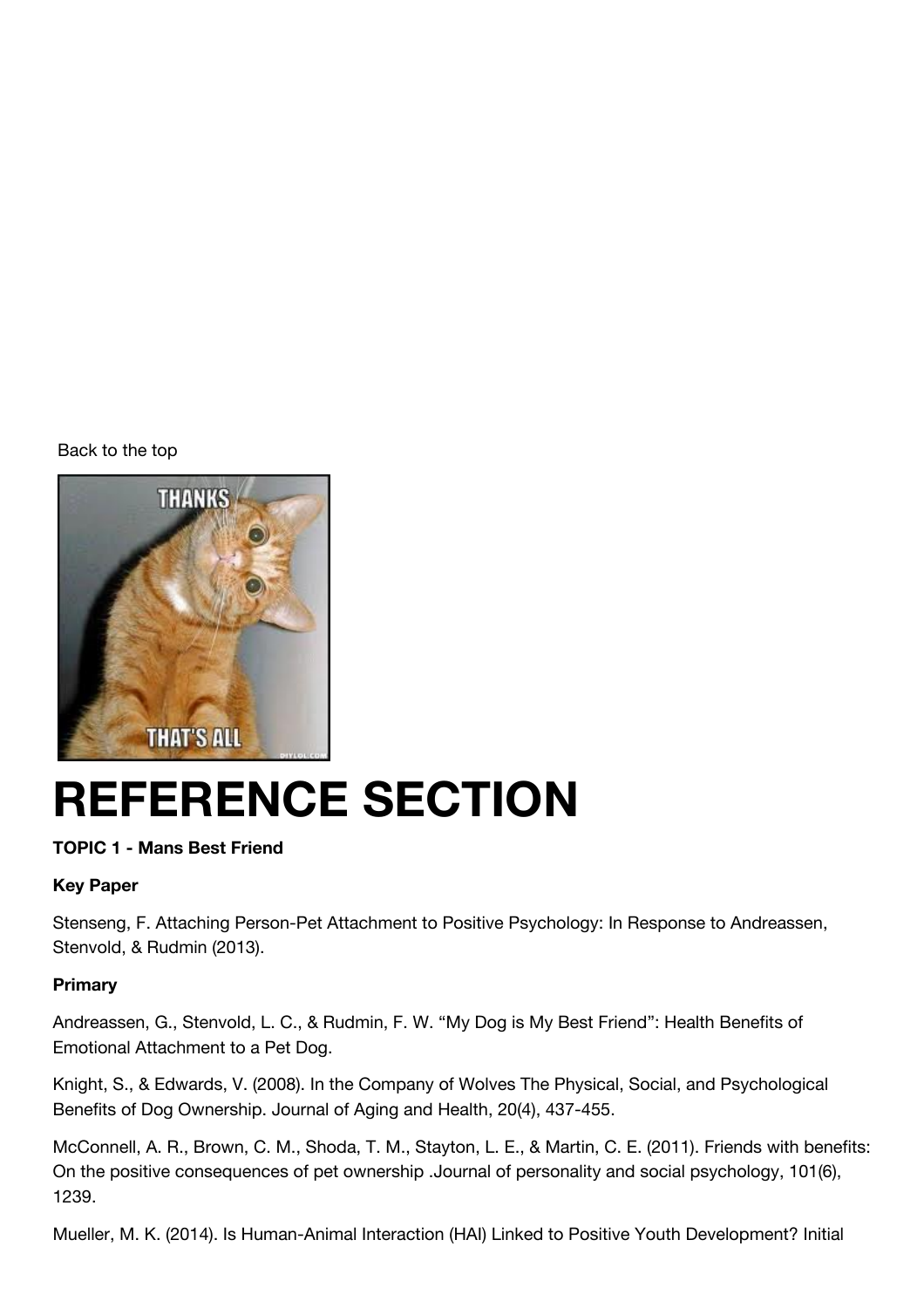Back to the top

# REFERENCE SECTION

**TOPIC 1 - Mans Best Friend**

**Key Paper**

Stenseng, F. Attaching Person-Pet Attachment to Positive Psychology: In Response to Andreassen, Stenvold, & Rudmin (2013).

**Primary**

Andreassen, G., Stenvold, L. C., & Rudmin, F. W. "My Dog is My Best Friend": Health Benefits of Emotional Attachment to a Pet Dog.

Knight, S., & Edwards, V. (2008). In the Company of Wolves The Physical, Social, and Psychological Benefits of Dog Ownership. Journal of Aging and Health, 20(4), 437-455.

McConnell, A. R., Brown, C. M., Shoda, T. M., Stayton, L. E., & Martin, C. E. (2011). Friends with benefits: On the positive consequences of pet ownership .Journal of personality and social psychology, 101(6), 1239.

Mueller, M. K. (2014). Is Human-Animal Interaction (HAI) Linked to Positive Youth Development? Initial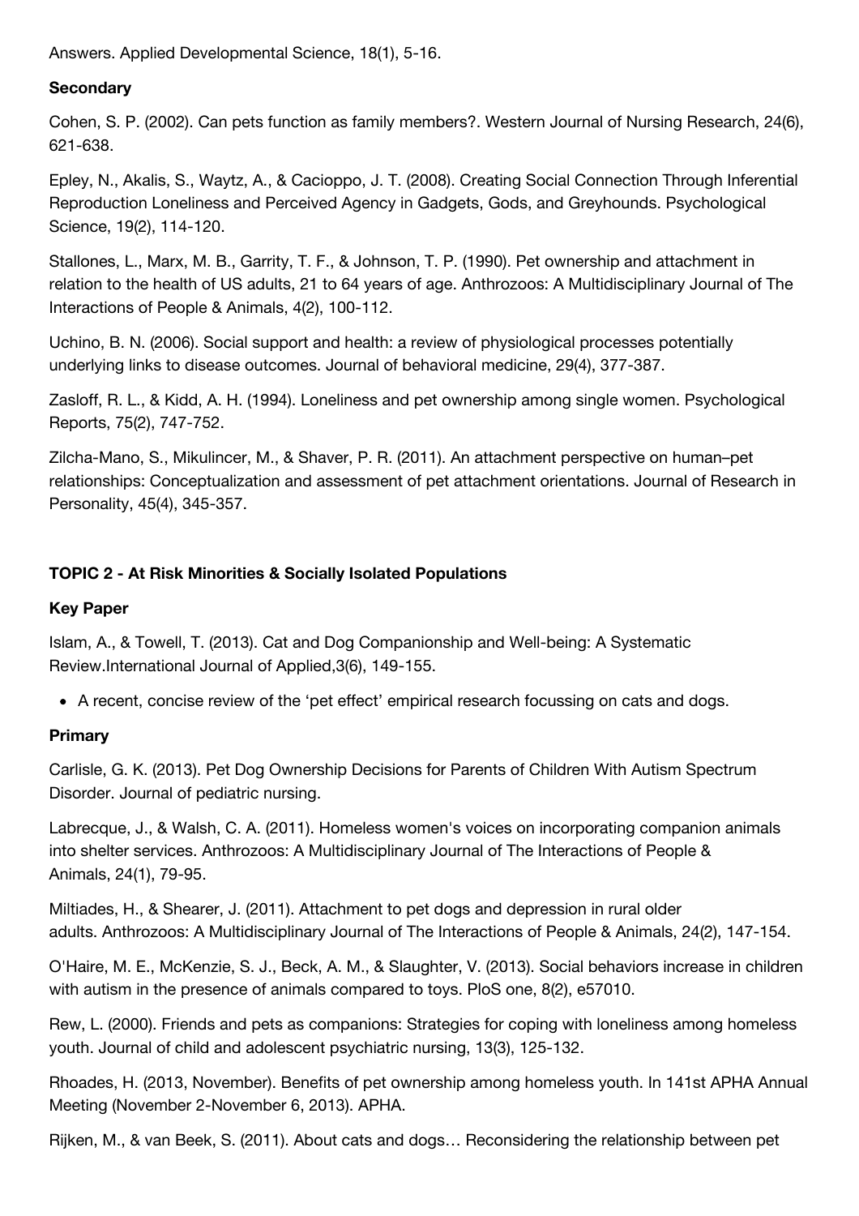Answers. Applied Developmental Science, 18(1), 5-16.

**Secondary**

Cohen, S. P. (2002). Can pets function as family members?. Western Journal of Nursing Research, 24(6), 621-638.

Epley, N., Akalis, S., Waytz, A., & Cacioppo, J. T. (2008). Creating Social Connection Through Inferential Reproduction Loneliness and Perceived Agency in Gadgets, Gods, and Greyhounds. Psychological Science, 19(2), 114-120.

Stallones, L., Marx, M. B., Garrity, T. F., & Johnson, T. P. (1990). Pet ownership and attachment in relation to the health of US adults, 21 to 64 years of age. Anthrozoos: A Multidisciplinary Journal of The Interactions of People & Animals, 4(2), 100-112.

Uchino, B. N. (2006). Social support and health: a review of physiological processes potentially underlying links to disease outcomes. Journal of behavioral medicine, 29(4), 377-387.

Zasloff, R. L., & Kidd, A. H. (1994). Loneliness and pet ownership among single women. Psychological Reports, 75(2), 747-752.

Zilcha-Mano, S., Mikulincer, M., & Shaver, P. R. (2011). An attachment perspective on human–pet relationships: Conceptualization and assessment of pet attachment orientations. Journal of Research in Personality, 45(4), 345-357.

**TOPIC 2 - At Risk Minorities & Socially Isolated Populations**

**Key Paper**

Islam, A., & Towell, T. (2013). Cat and Dog Companionship and Well-being: A Systematic Review.International Journal of Applied,3(6), 149-155.

- A recent, concise review of the 'pet effect' empirical research focussing on cats and dogs.

**Primary**

Carlisle, G. K. (2013). Pet Dog Ownership Decisions for Parents of Children With Autism Spectrum Disorder. Journal of pediatric nursing.

Labrecque, J., & Walsh, C. A. (2011). Homeless women's voices on incorporating companion animals into shelter services. Anthrozoos: A Multidisciplinary Journal of The Interactions of People & Animals, 24(1), 79-95.

Miltiades, H., & Shearer, J. (2011). Attachment to pet dogs and depression in rural older adults. Anthrozoos: A Multidisciplinary Journal of The Interactions of People & Animals, 24(2), 147-154.

O'Haire, M. E., McKenzie, S. J., Beck, A. M., & Slaughter, V. (2013). Social behaviors increase in children with autism in the presence of animals compared to toys. PloS one, 8(2), e57010.

Rew, L. (2000). Friends and pets as companions: Strategies for coping with loneliness among homeless youth. Journal of child and adolescent psychiatric nursing, 13(3), 125-132.

Rhoades, H. (2013, November). Benefits of pet ownership among homeless youth. In 141st APHA Annual Meeting (November 2-November 6, 2013). APHA.

Rijken, M., & van Beek, S. (2011). About cats and dogs… Reconsidering the relationship between pet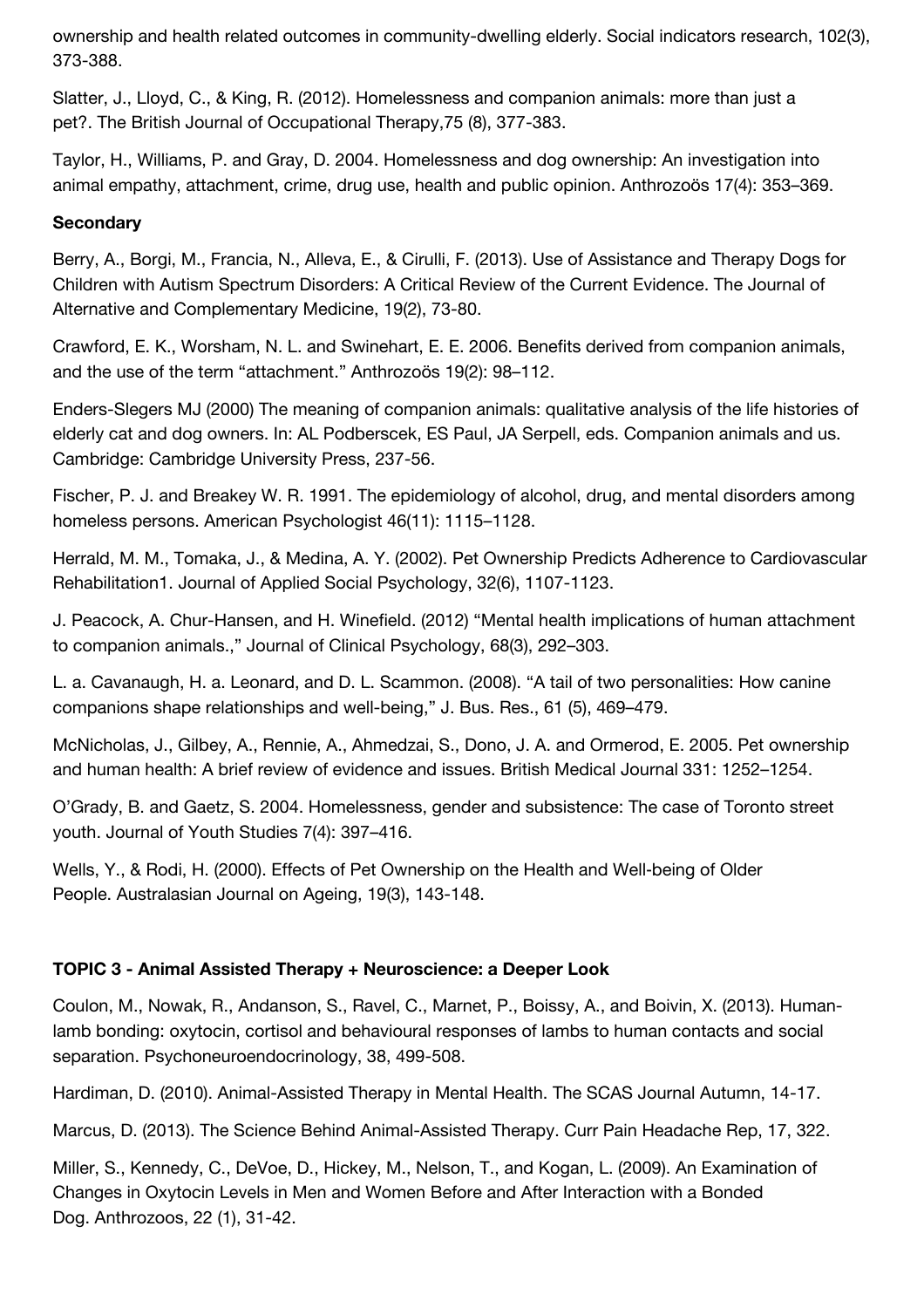ownership and health related outcomes in community-dwelling elderly. Social indicators research, 102(3), 373-388.

Slatter, J., Lloyd, C., & King, R. (2012). Homelessness and companion animals: more than just a pet?. The British Journal of Occupational Therapy,75 (8), 377-383.

Taylor, H., Williams, P. and Gray, D. 2004. Homelessness and dog ownership: An investigation into animal empathy, attachment, crime, drug use, health and public opinion. Anthrozoös 17(4): 353–369.

**Secondary**

Berry, A., Borgi, M., Francia, N., Alleva, E., & Cirulli, F. (2013). Use of Assistance and Therapy Dogs for Children with Autism Spectrum Disorders: A Critical Review of the Current Evidence. The Journal of Alternative and Complementary Medicine, 19(2), 73-80.

Crawford, E. K., Worsham, N. L. and Swinehart, E. E. 2006. Benefits derived from companion animals, and the use of the term "attachment." Anthrozoös 19(2): 98–112.

Enders-Slegers MJ (2000) The meaning of companion animals: qualitative analysis of the life histories of elderly cat and dog owners. In: AL Podberscek, ES Paul, JA Serpell, eds. Companion animals and us. Cambridge: Cambridge University Press, 237-56.

Fischer, P. J. and Breakey W. R. 1991. The epidemiology of alcohol, drug, and mental disorders among homeless persons. American Psychologist 46(11): 1115–1128.

Herrald, M. M., Tomaka, J., & Medina, A. Y. (2002). Pet Ownership Predicts Adherence to Cardiovascular Rehabilitation1. Journal of Applied Social Psychology, 32(6), 1107-1123.

J. Peacock, A. Chur-Hansen, and H. Winefield. (2012) "Mental health implications of human attachment to companion animals.," Journal of Clinical Psychology, 68(3), 292–303.

L. a. Cavanaugh, H. a. Leonard, and D. L. Scammon. (2008). "A tail of two personalities: How canine companions shape relationships and well-being," J. Bus. Res., 61 (5), 469–479.

McNicholas, J., Gilbey, A., Rennie, A., Ahmedzai, S., Dono, J. A. and Ormerod, E. 2005. Pet ownership and human health: A brief review of evidence and issues. British Medical Journal 331: 1252–1254.

O'Grady, B. and Gaetz, S. 2004. Homelessness, gender and subsistence: The case of Toronto street youth. Journal of Youth Studies 7(4): 397–416.

Wells, Y., & Rodi, H. (2000). Effects of Pet Ownership on the Health and Well-being of Older People. Australasian Journal on Ageing, 19(3), 143-148.

**TOPIC 3 - Animal Assisted Therapy + Neuroscience: a Deeper Look**

Coulon, M., Nowak, R., Andanson, S., Ravel, C., Marnet, P., Boissy, A., and Boivin, X. (2013). Human-lamb bonding: oxytocin, cortisol and behavioural responses of lambs to human contacts and social separation. Psychoneuroendocrinology, 38, 499-508.

Hardiman, D. (2010). Animal-Assisted Therapy in Mental Health. The SCAS Journal Autumn, 14-17.

Marcus, D. (2013). The Science Behind Animal-Assisted Therapy. Curr Pain Headache Rep, 17, 322.

Miller, S., Kennedy, C., DeVoe, D., Hickey, M., Nelson, T., and Kogan, L. (2009). An Examination of Changes in Oxytocin Levels in Men and Women Before and After Interaction with a Bonded Dog. Anthrozoos, 22 (1), 31-42.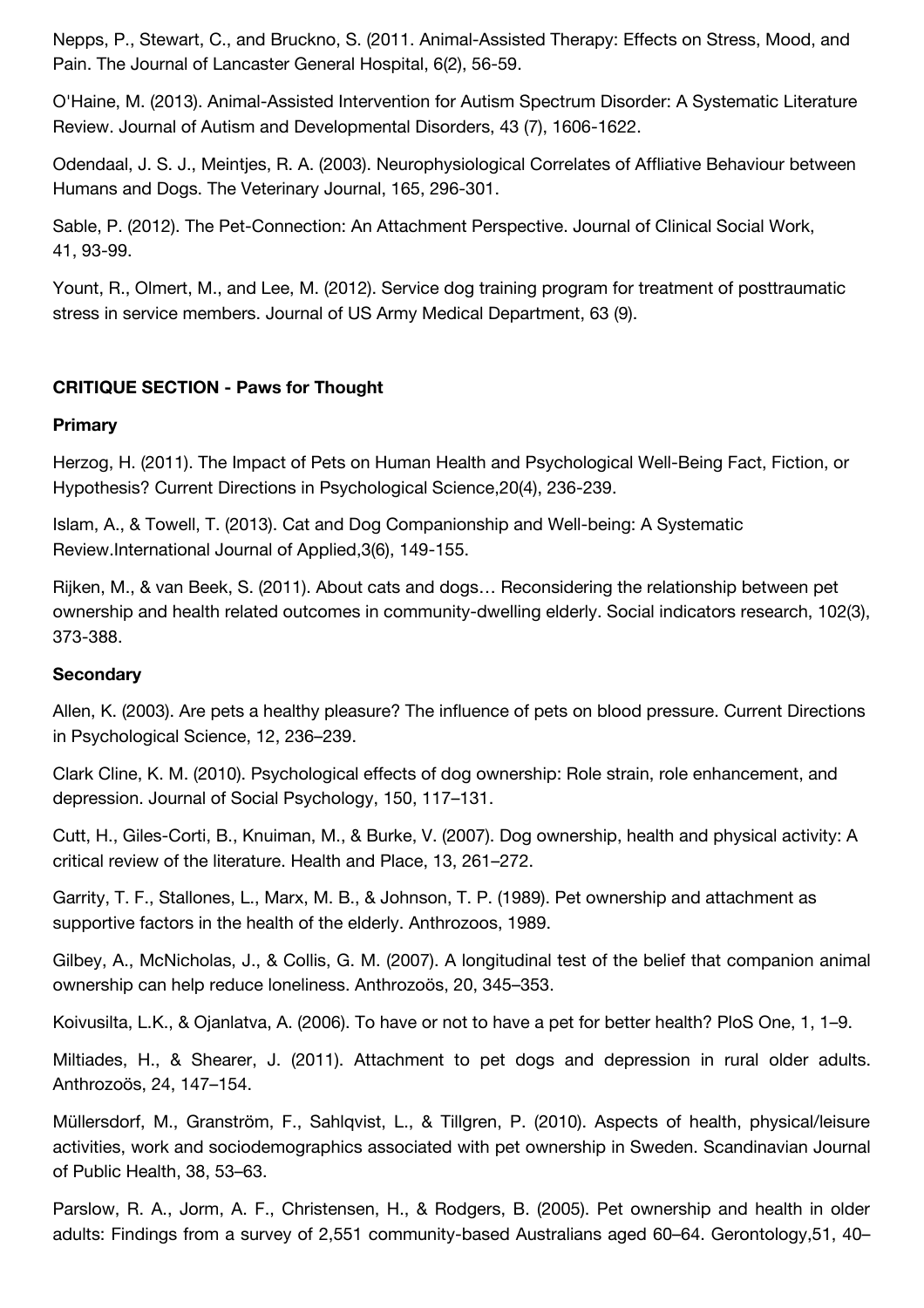Nepps, P., Stewart, C., and Bruckno, S. (2011. Animal-Assisted Therapy: Effects on Stress, Mood, and Pain. The Journal of Lancaster General Hospital, 6(2), 56-59.

O'Haine, M. (2013). Animal-Assisted Intervention for Autism Spectrum Disorder: A Systematic Literature Review. Journal of Autism and Developmental Disorders, 43 (7), 1606-1622.

Odendaal, J. S. J., Meintjes, R. A. (2003). Neurophysiological Correlates of Affliative Behaviour between Humans and Dogs. The Veterinary Journal, 165, 296-301.

Sable, P. (2012). The Pet-Connection: An Attachment Perspective. Journal of Clinical Social Work, 41, 93-99.

Yount, R., Olmert, M., and Lee, M. (2012). Service dog training program for treatment of posttraumatic stress in service members. Journal of US Army Medical Department, 63 (9).

**CRITIQUE SECTION - Paws for Thought**

**Primary**

Herzog, H. (2011). The Impact of Pets on Human Health and Psychological Well-Being Fact, Fiction, or Hypothesis? Current Directions in Psychological Science,20(4), 236-239.

Islam, A., & Towell, T. (2013). Cat and Dog Companionship and Well-being: A Systematic Review.International Journal of Applied,3(6), 149-155.

Rijken, M., & van Beek, S. (2011). About cats and dogs… Reconsidering the relationship between pet ownership and health related outcomes in community-dwelling elderly. Social indicators research, 102(3), 373-388.

**Secondary**

Allen, K. (2003). Are pets a healthy pleasure? The influence of pets on blood pressure. Current Directions in Psychological Science, 12, 236–239.

Clark Cline, K. M. (2010). Psychological effects of dog ownership: Role strain, role enhancement, and depression. Journal of Social Psychology, 150, 117–131.

Cutt, H., Giles-Corti, B., Knuiman, M., & Burke, V. (2007). Dog ownership, health and physical activity: A critical review of the literature. Health and Place, 13, 261–272.

Garrity, T. F., Stallones, L., Marx, M. B., & Johnson, T. P. (1989). Pet ownership and attachment as supportive factors in the health of the elderly. Anthrozoos, 1989.

Gilbey, A., McNicholas, J., & Collis, G. M. (2007). A longitudinal test of the belief that companion animal ownership can help reduce loneliness. Anthrozoös, 20, 345–353.

Koivusilta, L.K., & Ojanlatva, A. (2006). To have or not to have a pet for better health? PloS One, 1, 1–9.

Miltiades, H., & Shearer, J. (2011). Attachment to pet dogs and depression in rural older adults. Anthrozoös, 24, 147–154.

Müllersdorf, M., Granström, F., Sahlqvist, L., & Tillgren, P. (2010). Aspects of health, physical/leisure activities, work and sociodemographics associated with pet ownership in Sweden. Scandinavian Journal of Public Health, 38, 53–63.

Parslow, R. A., Jorm, A. F., Christensen, H., & Rodgers, B. (2005). Pet ownership and health in older adults: Findings from a survey of 2,551 community-based Australians aged 60–64. Gerontology,51, 40–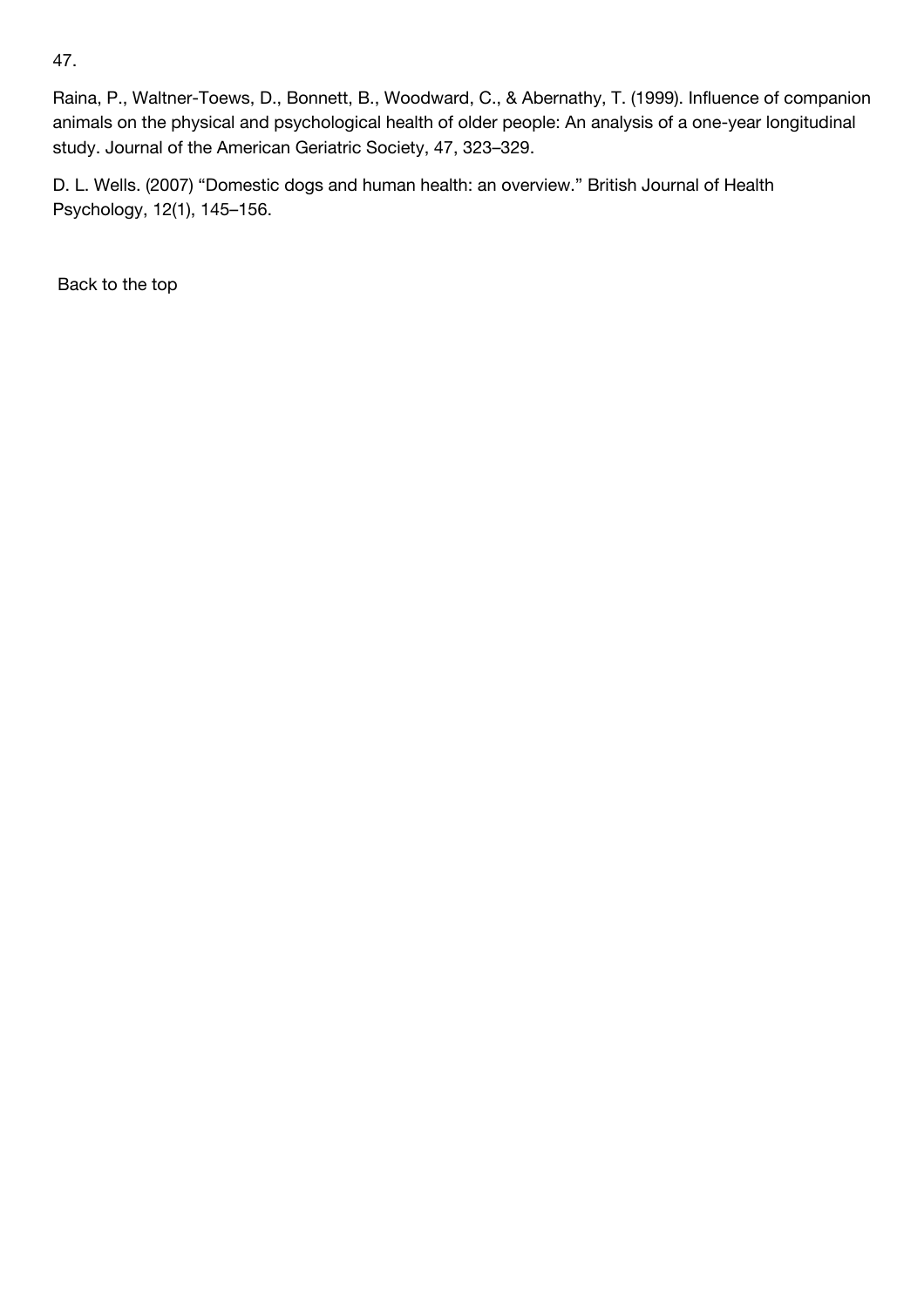47.

Raina, P., Waltner-Toews, D., Bonnett, B., Woodward, C., & Abernathy, T. (1999). Influence of companion animals on the physical and psychological health of older people: An analysis of a one-year longitudinal study. Journal of the American Geriatric Society, 47, 323–329.

D. L. Wells. (2007) "Domestic dogs and human health: an overview." British Journal of Health Psychology, 12(1), 145–156.

Back to the top